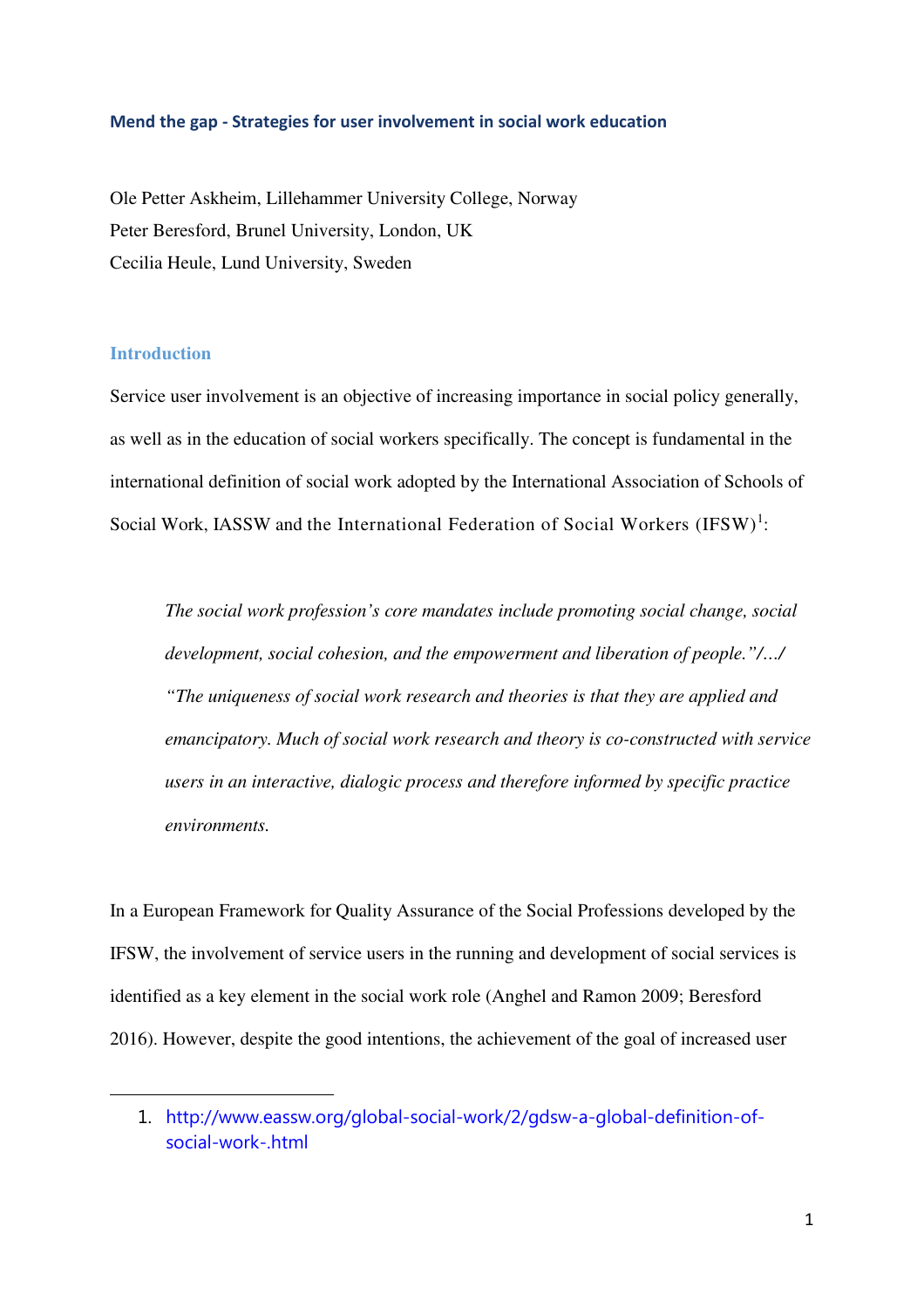# Mend the gap - Strategies for user involvement in social work education

Ole Petter Askheim, Lillehammer University College, Norway
Peter Beresford, Brunel University, London, UK
Cecilia Heule, Lund University, Sweden

## Introduction

Service user involvement is an objective of increasing importance in social policy generally, as well as in the education of social workers specifically. The concept is fundamental in the international definition of social work adopted by the International Association of Schools of Social Work, IASSW and the International Federation of Social Workers (IFSW)[1]:

> *The social work profession's core mandates include promoting social change, social development, social cohesion, and the empowerment and liberation of people."/…/ "The uniqueness of social work research and theories is that they are applied and emancipatory. Much of social work research and theory is co-constructed with service users in an interactive, dialogic process and therefore informed by specific practice environments.*

In a European Framework for Quality Assurance of the Social Professions developed by the IFSW, the involvement of service users in the running and development of social services is identified as a key element in the social work role (Anghel and Ramon 2009; Beresford 2016). However, despite the good intentions, the achievement of the goal of increased user

---

1. http://www.eassw.org/global-social-work/2/gdsw-a-global-definition-of-social-work-.html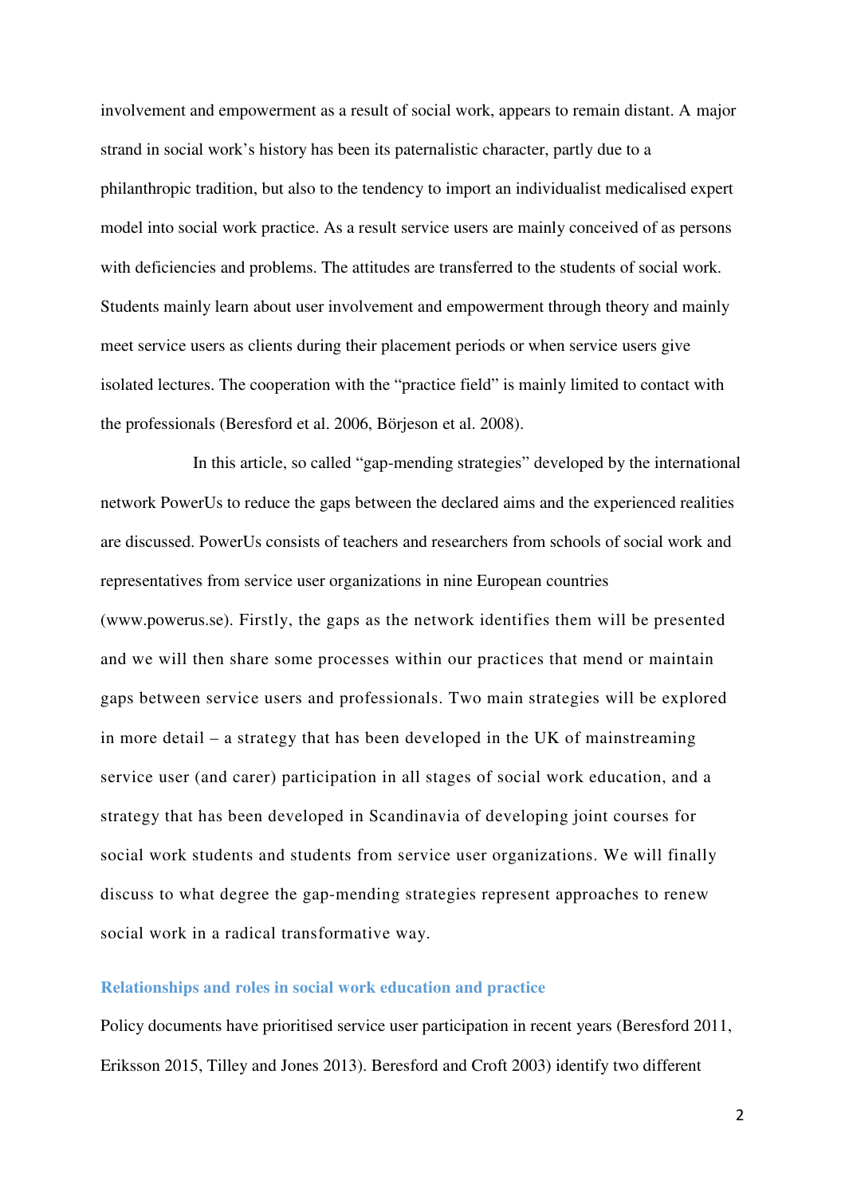involvement and empowerment as a result of social work, appears to remain distant. A major strand in social work's history has been its paternalistic character, partly due to a philanthropic tradition, but also to the tendency to import an individualist medicalised expert model into social work practice. As a result service users are mainly conceived of as persons with deficiencies and problems. The attitudes are transferred to the students of social work. Students mainly learn about user involvement and empowerment through theory and mainly meet service users as clients during their placement periods or when service users give isolated lectures. The cooperation with the "practice field" is mainly limited to contact with the professionals (Beresford et al. 2006, Börjeson et al. 2008).

In this article, so called "gap-mending strategies" developed by the international network PowerUs to reduce the gaps between the declared aims and the experienced realities are discussed. PowerUs consists of teachers and researchers from schools of social work and representatives from service user organizations in nine European countries (www.powerus.se). Firstly, the gaps as the network identifies them will be presented and we will then share some processes within our practices that mend or maintain gaps between service users and professionals. Two main strategies will be explored in more detail – a strategy that has been developed in the UK of mainstreaming service user (and carer) participation in all stages of social work education, and a strategy that has been developed in Scandinavia of developing joint courses for social work students and students from service user organizations. We will finally discuss to what degree the gap-mending strategies represent approaches to renew social work in a radical transformative way.

## Relationships and roles in social work education and practice

Policy documents have prioritised service user participation in recent years (Beresford 2011, Eriksson 2015, Tilley and Jones 2013). Beresford and Croft 2003) identify two different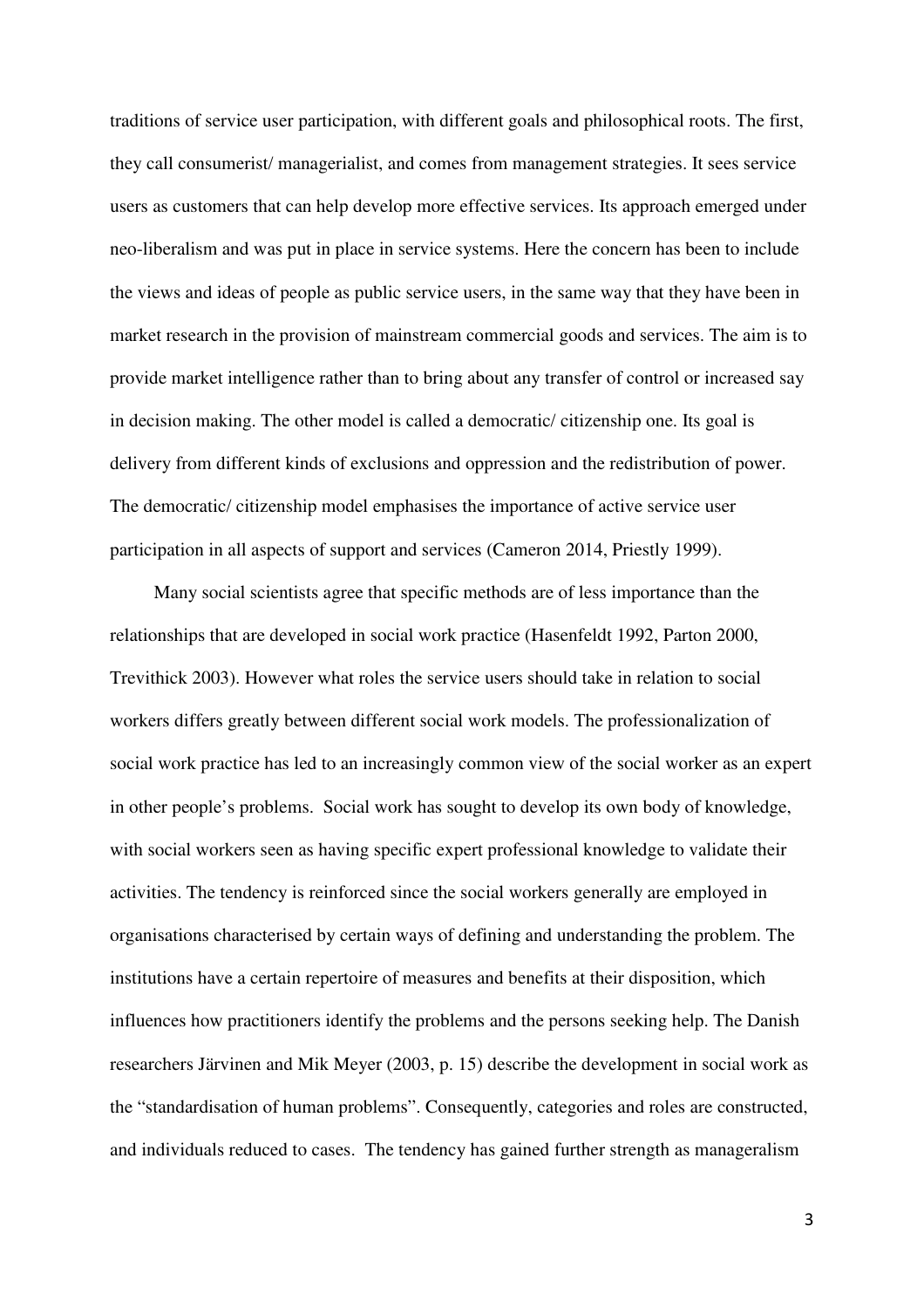traditions of service user participation, with different goals and philosophical roots. The first, they call consumerist/ managerialist, and comes from management strategies. It sees service users as customers that can help develop more effective services. Its approach emerged under neo-liberalism and was put in place in service systems. Here the concern has been to include the views and ideas of people as public service users, in the same way that they have been in market research in the provision of mainstream commercial goods and services. The aim is to provide market intelligence rather than to bring about any transfer of control or increased say in decision making. The other model is called a democratic/ citizenship one. Its goal is delivery from different kinds of exclusions and oppression and the redistribution of power. The democratic/ citizenship model emphasises the importance of active service user participation in all aspects of support and services (Cameron 2014, Priestly 1999).

Many social scientists agree that specific methods are of less importance than the relationships that are developed in social work practice (Hasenfeldt 1992, Parton 2000, Trevithick 2003). However what roles the service users should take in relation to social workers differs greatly between different social work models. The professionalization of social work practice has led to an increasingly common view of the social worker as an expert in other people's problems. Social work has sought to develop its own body of knowledge, with social workers seen as having specific expert professional knowledge to validate their activities. The tendency is reinforced since the social workers generally are employed in organisations characterised by certain ways of defining and understanding the problem. The institutions have a certain repertoire of measures and benefits at their disposition, which influences how practitioners identify the problems and the persons seeking help. The Danish researchers Järvinen and Mik Meyer (2003, p. 15) describe the development in social work as the "standardisation of human problems". Consequently, categories and roles are constructed, and individuals reduced to cases. The tendency has gained further strength as manageralism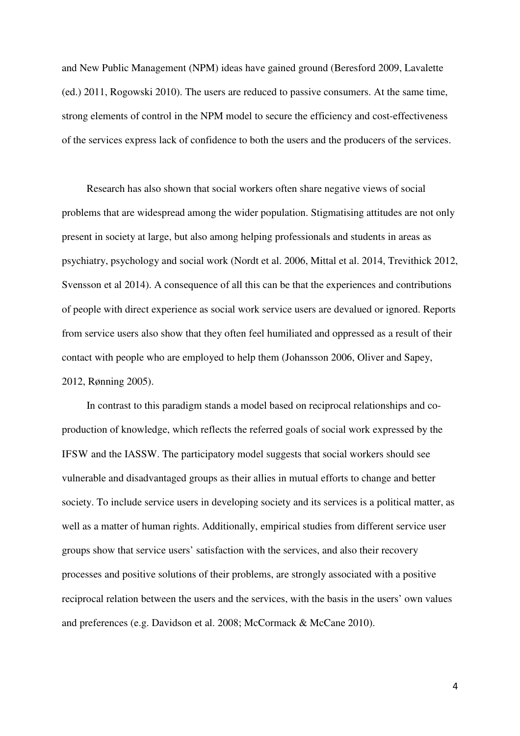and New Public Management (NPM) ideas have gained ground (Beresford 2009, Lavalette (ed.) 2011, Rogowski 2010). The users are reduced to passive consumers. At the same time, strong elements of control in the NPM model to secure the efficiency and cost-effectiveness of the services express lack of confidence to both the users and the producers of the services.

Research has also shown that social workers often share negative views of social problems that are widespread among the wider population. Stigmatising attitudes are not only present in society at large, but also among helping professionals and students in areas as psychiatry, psychology and social work (Nordt et al. 2006, Mittal et al. 2014, Trevithick 2012, Svensson et al 2014). A consequence of all this can be that the experiences and contributions of people with direct experience as social work service users are devalued or ignored. Reports from service users also show that they often feel humiliated and oppressed as a result of their contact with people who are employed to help them (Johansson 2006, Oliver and Sapey, 2012, Rønning 2005).

In contrast to this paradigm stands a model based on reciprocal relationships and co-production of knowledge, which reflects the referred goals of social work expressed by the IFSW and the IASSW. The participatory model suggests that social workers should see vulnerable and disadvantaged groups as their allies in mutual efforts to change and better society. To include service users in developing society and its services is a political matter, as well as a matter of human rights. Additionally, empirical studies from different service user groups show that service users' satisfaction with the services, and also their recovery processes and positive solutions of their problems, are strongly associated with a positive reciprocal relation between the users and the services, with the basis in the users' own values and preferences (e.g. Davidson et al. 2008; McCormack & McCane 2010).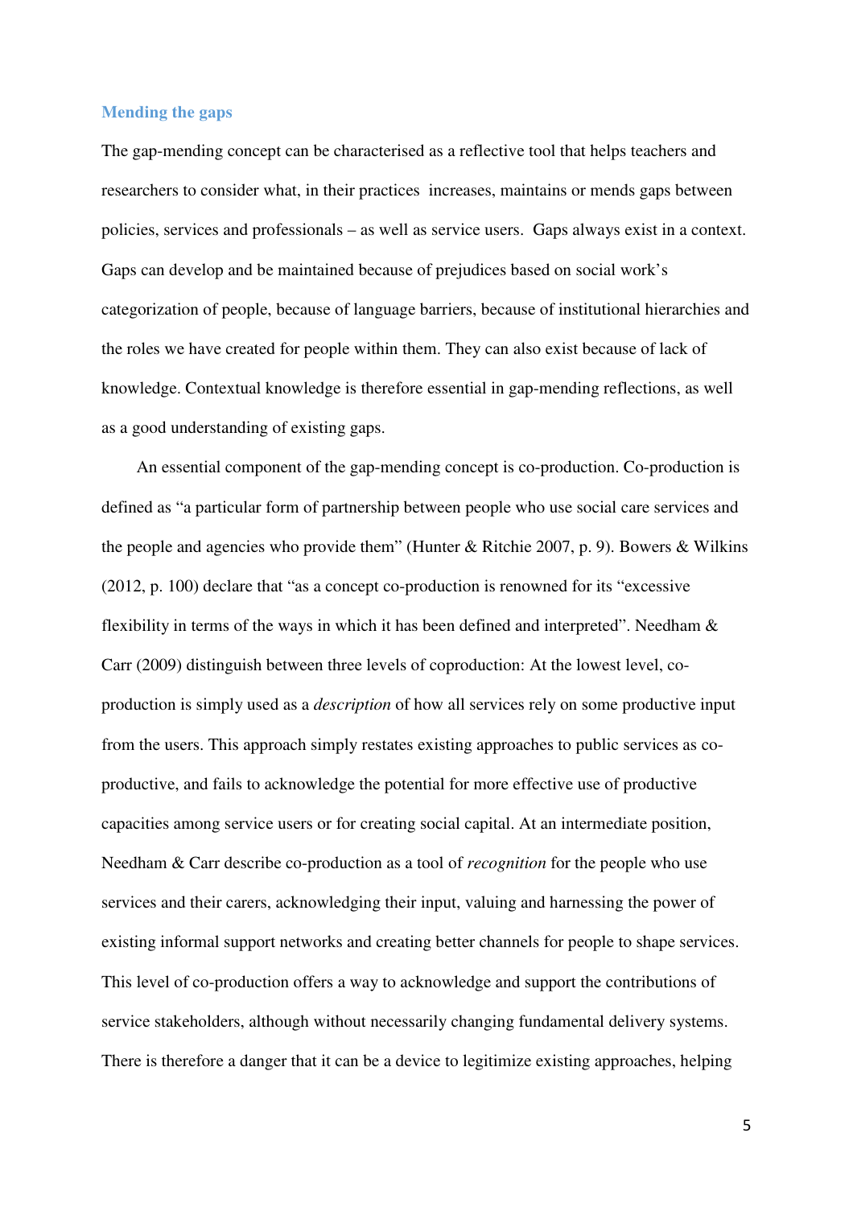## Mending the gaps

The gap-mending concept can be characterised as a reflective tool that helps teachers and researchers to consider what, in their practices increases, maintains or mends gaps between policies, services and professionals – as well as service users. Gaps always exist in a context. Gaps can develop and be maintained because of prejudices based on social work's categorization of people, because of language barriers, because of institutional hierarchies and the roles we have created for people within them. They can also exist because of lack of knowledge. Contextual knowledge is therefore essential in gap-mending reflections, as well as a good understanding of existing gaps.

An essential component of the gap-mending concept is co-production. Co-production is defined as "a particular form of partnership between people who use social care services and the people and agencies who provide them" (Hunter & Ritchie 2007, p. 9). Bowers & Wilkins (2012, p. 100) declare that "as a concept co-production is renowned for its "excessive flexibility in terms of the ways in which it has been defined and interpreted". Needham & Carr (2009) distinguish between three levels of coproduction: At the lowest level, co-production is simply used as a *description* of how all services rely on some productive input from the users. This approach simply restates existing approaches to public services as co-productive, and fails to acknowledge the potential for more effective use of productive capacities among service users or for creating social capital. At an intermediate position, Needham & Carr describe co-production as a tool of *recognition* for the people who use services and their carers, acknowledging their input, valuing and harnessing the power of existing informal support networks and creating better channels for people to shape services. This level of co-production offers a way to acknowledge and support the contributions of service stakeholders, although without necessarily changing fundamental delivery systems. There is therefore a danger that it can be a device to legitimize existing approaches, helping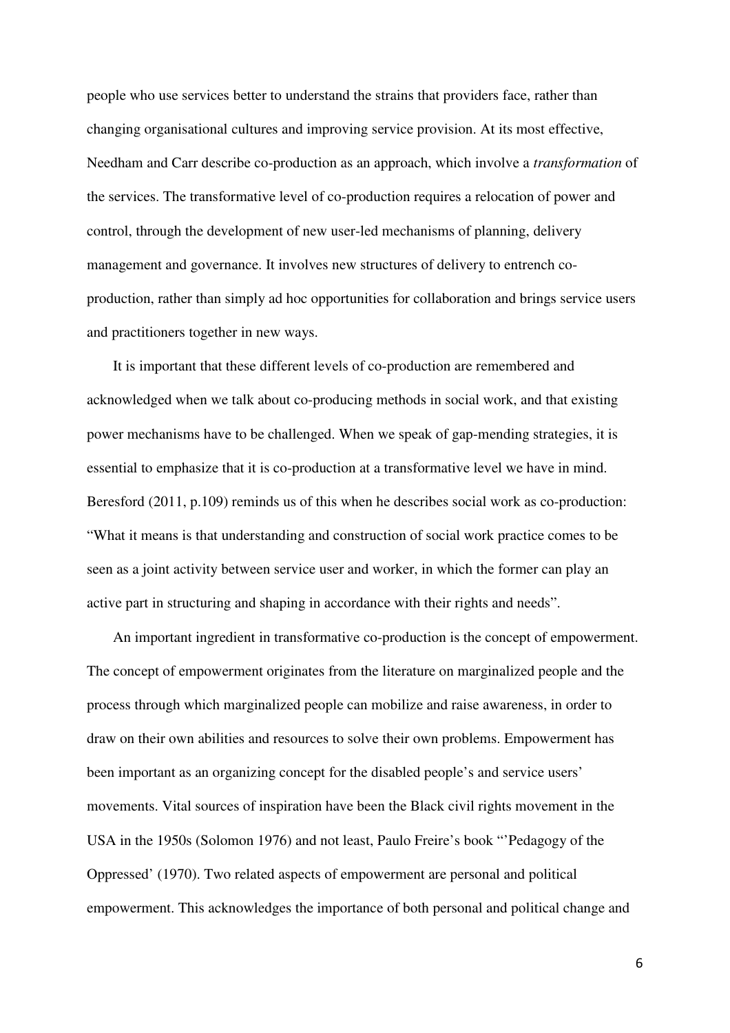people who use services better to understand the strains that providers face, rather than changing organisational cultures and improving service provision. At its most effective, Needham and Carr describe co-production as an approach, which involve a *transformation* of the services. The transformative level of co-production requires a relocation of power and control, through the development of new user-led mechanisms of planning, delivery management and governance. It involves new structures of delivery to entrench co-production, rather than simply ad hoc opportunities for collaboration and brings service users and practitioners together in new ways.

It is important that these different levels of co-production are remembered and acknowledged when we talk about co-producing methods in social work, and that existing power mechanisms have to be challenged. When we speak of gap-mending strategies, it is essential to emphasize that it is co-production at a transformative level we have in mind. Beresford (2011, p.109) reminds us of this when he describes social work as co-production: "What it means is that understanding and construction of social work practice comes to be seen as a joint activity between service user and worker, in which the former can play an active part in structuring and shaping in accordance with their rights and needs".

An important ingredient in transformative co-production is the concept of empowerment. The concept of empowerment originates from the literature on marginalized people and the process through which marginalized people can mobilize and raise awareness, in order to draw on their own abilities and resources to solve their own problems. Empowerment has been important as an organizing concept for the disabled people's and service users' movements. Vital sources of inspiration have been the Black civil rights movement in the USA in the 1950s (Solomon 1976) and not least, Paulo Freire's book "'Pedagogy of the Oppressed' (1970). Two related aspects of empowerment are personal and political empowerment. This acknowledges the importance of both personal and political change and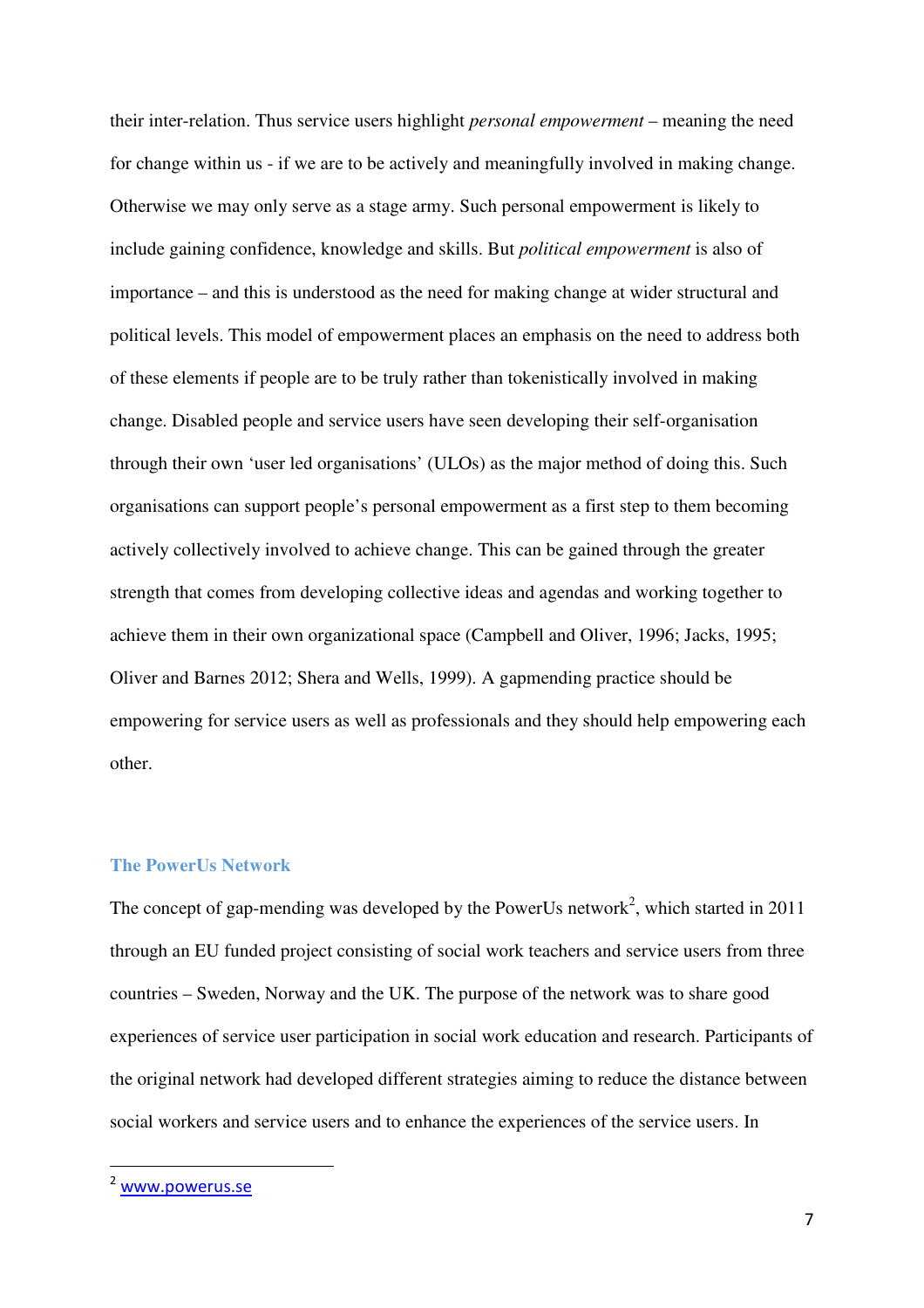their inter-relation. Thus service users highlight *personal empowerment* – meaning the need for change within us - if we are to be actively and meaningfully involved in making change. Otherwise we may only serve as a stage army. Such personal empowerment is likely to include gaining confidence, knowledge and skills. But *political empowerment* is also of importance – and this is understood as the need for making change at wider structural and political levels. This model of empowerment places an emphasis on the need to address both of these elements if people are to be truly rather than tokenistically involved in making change. Disabled people and service users have seen developing their self-organisation through their own 'user led organisations' (ULOs) as the major method of doing this. Such organisations can support people's personal empowerment as a first step to them becoming actively collectively involved to achieve change. This can be gained through the greater strength that comes from developing collective ideas and agendas and working together to achieve them in their own organizational space (Campbell and Oliver, 1996; Jacks, 1995; Oliver and Barnes 2012; Shera and Wells, 1999). A gapmending practice should be empowering for service users as well as professionals and they should help empowering each other.

## The PowerUs Network

The concept of gap-mending was developed by the PowerUs network[2], which started in 2011 through an EU funded project consisting of social work teachers and service users from three countries – Sweden, Norway and the UK. The purpose of the network was to share good experiences of service user participation in social work education and research. Participants of the original network had developed different strategies aiming to reduce the distance between social workers and service users and to enhance the experiences of the service users. In

[2] www.powerus.se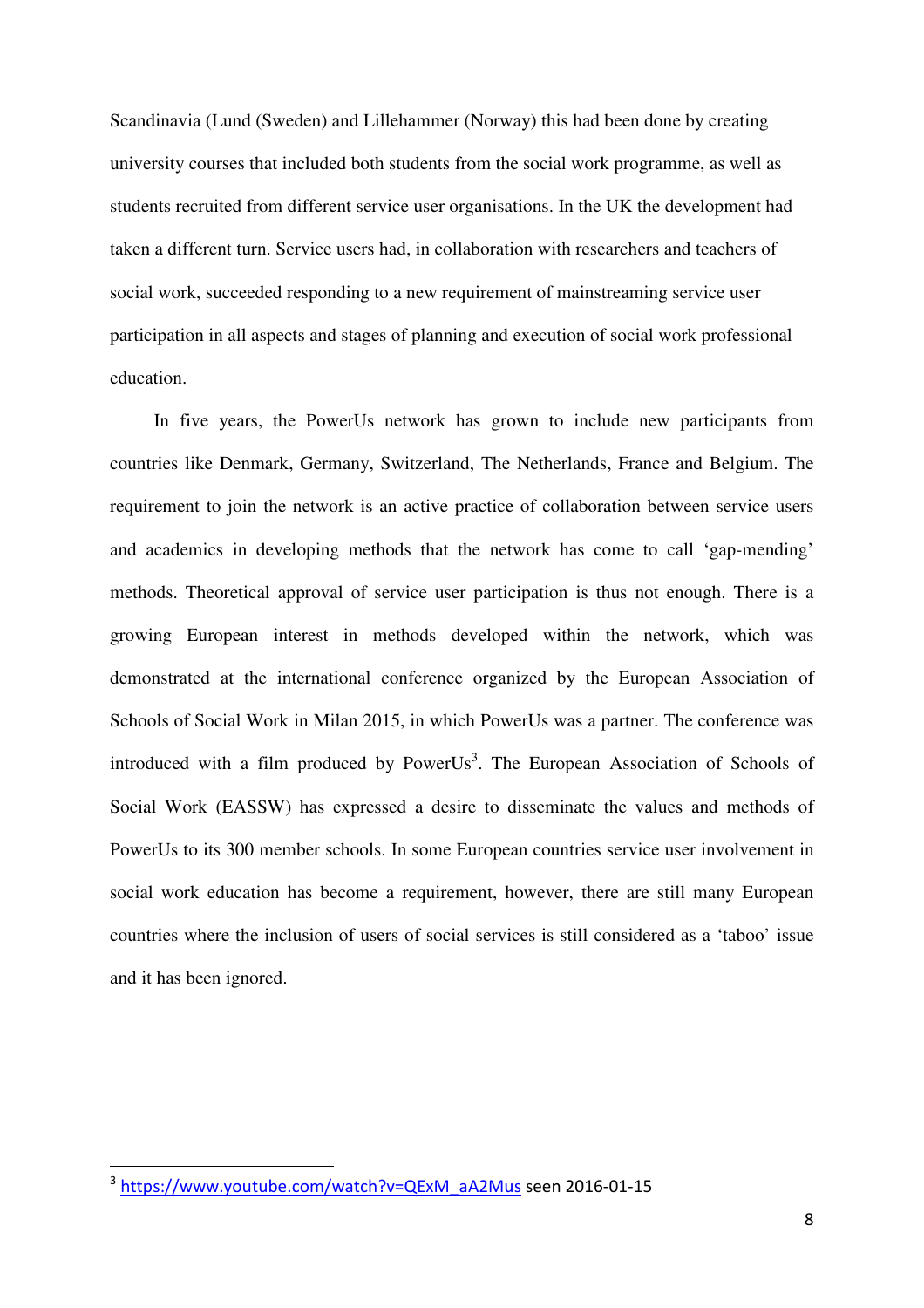Scandinavia (Lund (Sweden) and Lillehammer (Norway) this had been done by creating university courses that included both students from the social work programme, as well as students recruited from different service user organisations. In the UK the development had taken a different turn. Service users had, in collaboration with researchers and teachers of social work, succeeded responding to a new requirement of mainstreaming service user participation in all aspects and stages of planning and execution of social work professional education.

In five years, the PowerUs network has grown to include new participants from countries like Denmark, Germany, Switzerland, The Netherlands, France and Belgium. The requirement to join the network is an active practice of collaboration between service users and academics in developing methods that the network has come to call 'gap-mending' methods. Theoretical approval of service user participation is thus not enough. There is a growing European interest in methods developed within the network, which was demonstrated at the international conference organized by the European Association of Schools of Social Work in Milan 2015, in which PowerUs was a partner. The conference was introduced with a film produced by PowerUs[3]. The European Association of Schools of Social Work (EASSW) has expressed a desire to disseminate the values and methods of PowerUs to its 300 member schools. In some European countries service user involvement in social work education has become a requirement, however, there are still many European countries where the inclusion of users of social services is still considered as a 'taboo' issue and it has been ignored.

[3] https://www.youtube.com/watch?v=QExM_aA2Mus seen 2016-01-15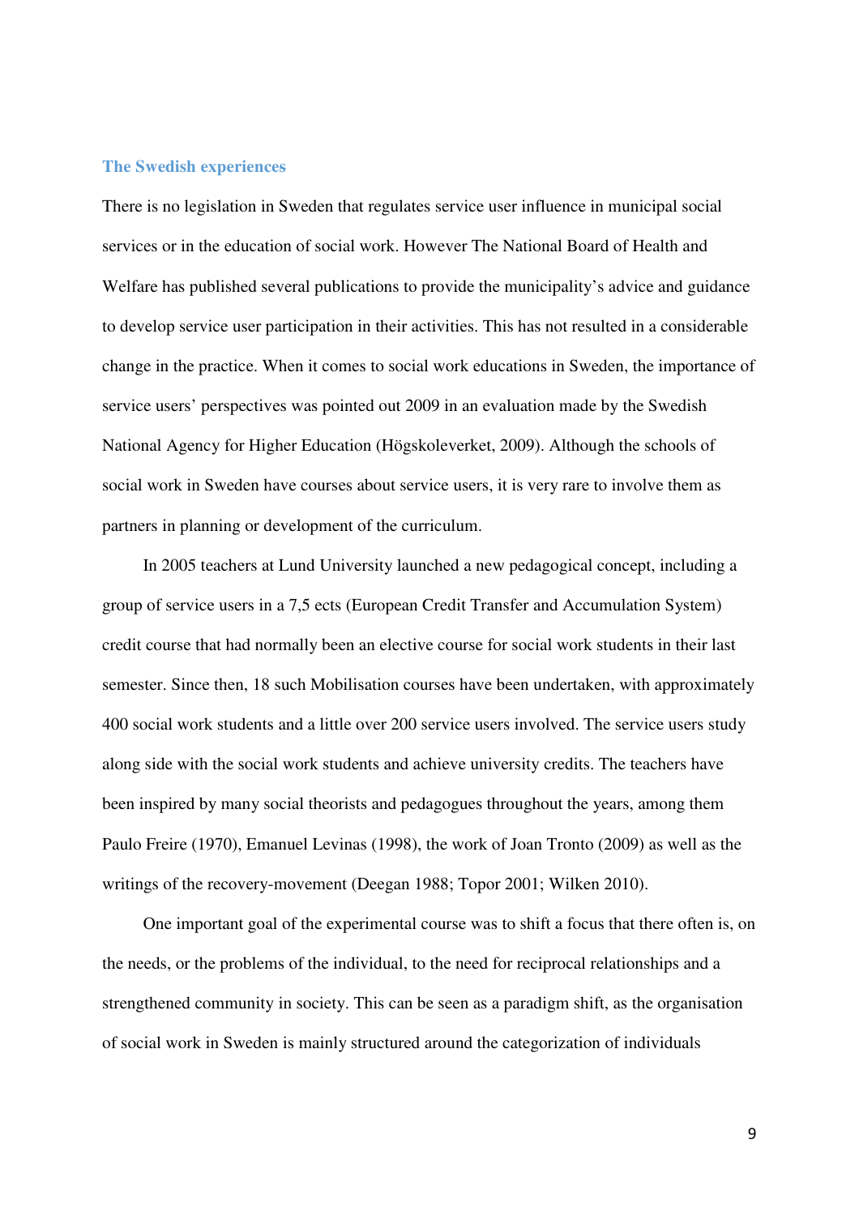## The Swedish experiences

There is no legislation in Sweden that regulates service user influence in municipal social services or in the education of social work. However The National Board of Health and Welfare has published several publications to provide the municipality's advice and guidance to develop service user participation in their activities. This has not resulted in a considerable change in the practice. When it comes to social work educations in Sweden, the importance of service users' perspectives was pointed out 2009 in an evaluation made by the Swedish National Agency for Higher Education (Högskoleverket, 2009). Although the schools of social work in Sweden have courses about service users, it is very rare to involve them as partners in planning or development of the curriculum.

In 2005 teachers at Lund University launched a new pedagogical concept, including a group of service users in a 7,5 ects (European Credit Transfer and Accumulation System) credit course that had normally been an elective course for social work students in their last semester. Since then, 18 such Mobilisation courses have been undertaken, with approximately 400 social work students and a little over 200 service users involved. The service users study along side with the social work students and achieve university credits. The teachers have been inspired by many social theorists and pedagogues throughout the years, among them Paulo Freire (1970), Emanuel Levinas (1998), the work of Joan Tronto (2009) as well as the writings of the recovery-movement (Deegan 1988; Topor 2001; Wilken 2010).

One important goal of the experimental course was to shift a focus that there often is, on the needs, or the problems of the individual, to the need for reciprocal relationships and a strengthened community in society. This can be seen as a paradigm shift, as the organisation of social work in Sweden is mainly structured around the categorization of individuals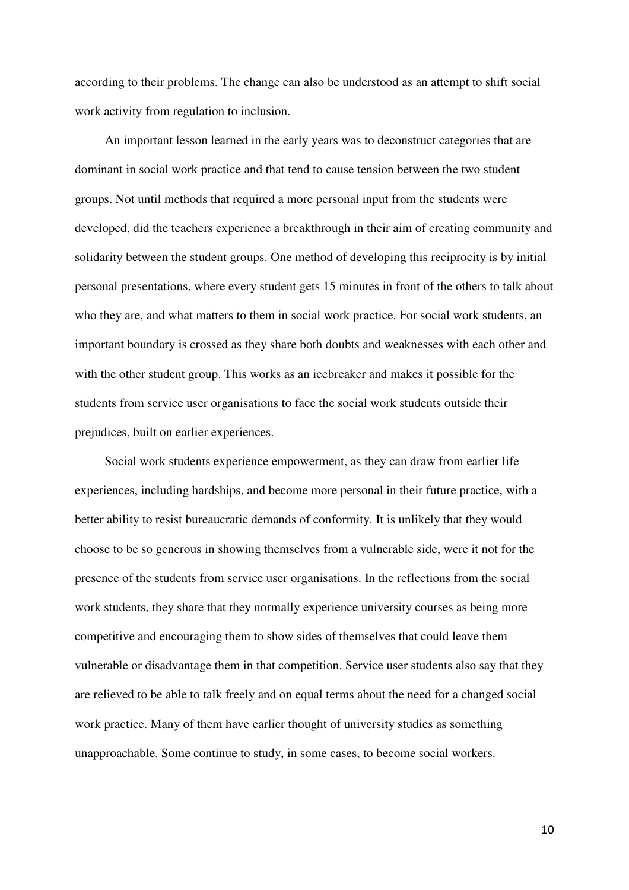according to their problems. The change can also be understood as an attempt to shift social work activity from regulation to inclusion.

An important lesson learned in the early years was to deconstruct categories that are dominant in social work practice and that tend to cause tension between the two student groups. Not until methods that required a more personal input from the students were developed, did the teachers experience a breakthrough in their aim of creating community and solidarity between the student groups. One method of developing this reciprocity is by initial personal presentations, where every student gets 15 minutes in front of the others to talk about who they are, and what matters to them in social work practice. For social work students, an important boundary is crossed as they share both doubts and weaknesses with each other and with the other student group. This works as an icebreaker and makes it possible for the students from service user organisations to face the social work students outside their prejudices, built on earlier experiences.

Social work students experience empowerment, as they can draw from earlier life experiences, including hardships, and become more personal in their future practice, with a better ability to resist bureaucratic demands of conformity. It is unlikely that they would choose to be so generous in showing themselves from a vulnerable side, were it not for the presence of the students from service user organisations. In the reflections from the social work students, they share that they normally experience university courses as being more competitive and encouraging them to show sides of themselves that could leave them vulnerable or disadvantage them in that competition. Service user students also say that they are relieved to be able to talk freely and on equal terms about the need for a changed social work practice. Many of them have earlier thought of university studies as something unapproachable. Some continue to study, in some cases, to become social workers.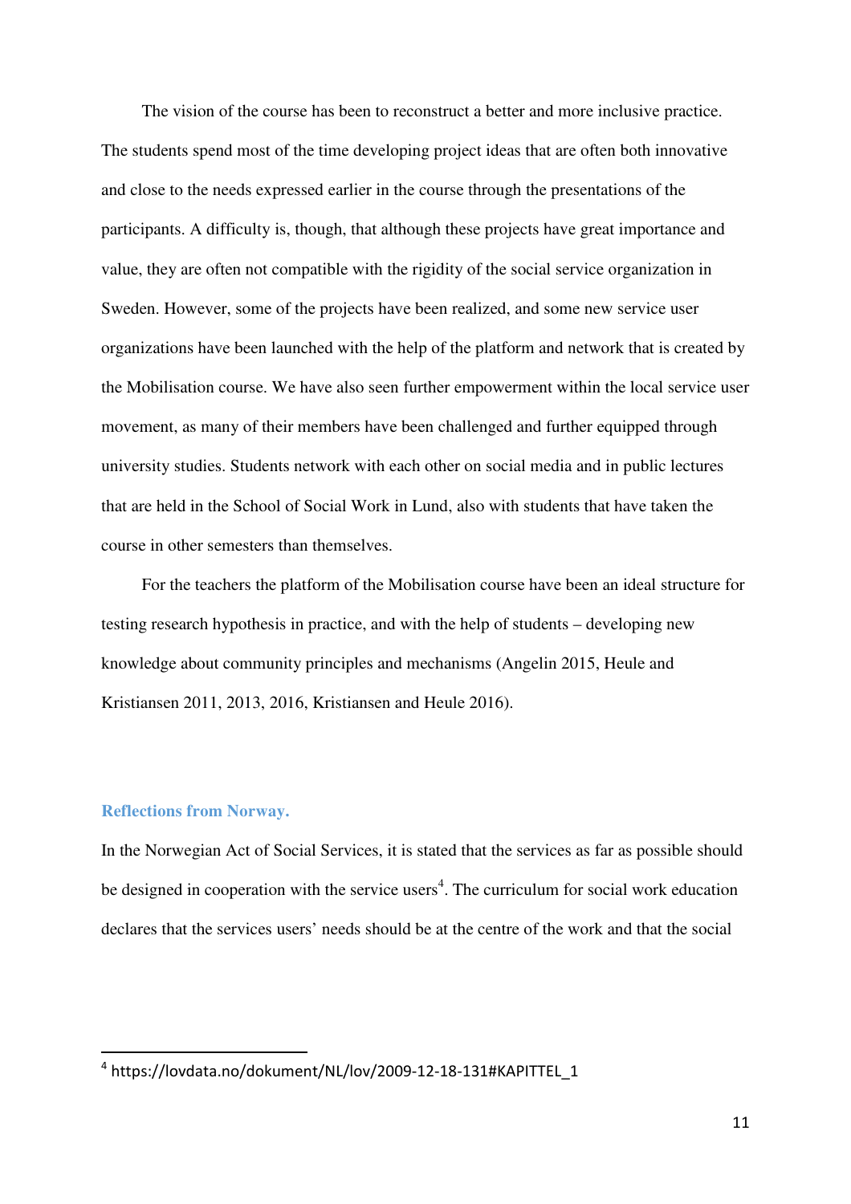The vision of the course has been to reconstruct a better and more inclusive practice. The students spend most of the time developing project ideas that are often both innovative and close to the needs expressed earlier in the course through the presentations of the participants. A difficulty is, though, that although these projects have great importance and value, they are often not compatible with the rigidity of the social service organization in Sweden. However, some of the projects have been realized, and some new service user organizations have been launched with the help of the platform and network that is created by the Mobilisation course. We have also seen further empowerment within the local service user movement, as many of their members have been challenged and further equipped through university studies. Students network with each other on social media and in public lectures that are held in the School of Social Work in Lund, also with students that have taken the course in other semesters than themselves.

For the teachers the platform of the Mobilisation course have been an ideal structure for testing research hypothesis in practice, and with the help of students – developing new knowledge about community principles and mechanisms (Angelin 2015, Heule and Kristiansen 2011, 2013, 2016, Kristiansen and Heule 2016).

## Reflections from Norway.

In the Norwegian Act of Social Services, it is stated that the services as far as possible should be designed in cooperation with the service users[4]. The curriculum for social work education declares that the services users' needs should be at the centre of the work and that the social

[4] https://lovdata.no/dokument/NL/lov/2009-12-18-131#KAPITTEL_1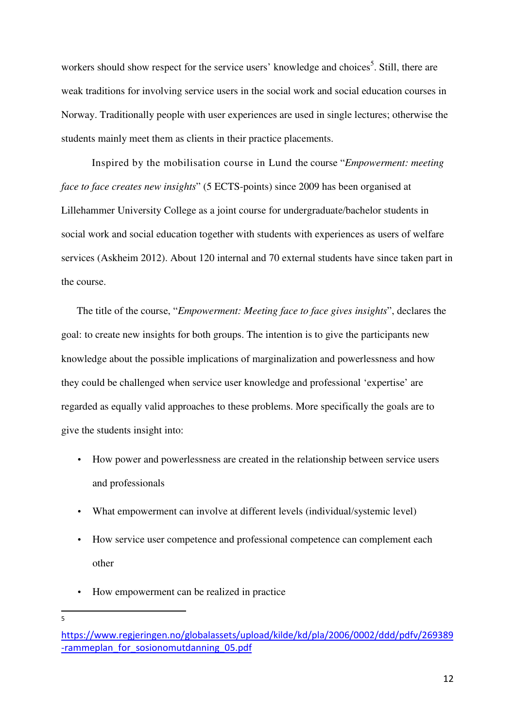workers should show respect for the service users' knowledge and choices[5]. Still, there are weak traditions for involving service users in the social work and social education courses in Norway. Traditionally people with user experiences are used in single lectures; otherwise the students mainly meet them as clients in their practice placements.

Inspired by the mobilisation course in Lund the course "*Empowerment: meeting face to face creates new insights*" (5 ECTS-points) since 2009 has been organised at Lillehammer University College as a joint course for undergraduate/bachelor students in social work and social education together with students with experiences as users of welfare services (Askheim 2012). About 120 internal and 70 external students have since taken part in the course.

The title of the course, "*Empowerment: Meeting face to face gives insights*", declares the goal: to create new insights for both groups. The intention is to give the participants new knowledge about the possible implications of marginalization and powerlessness and how they could be challenged when service user knowledge and professional 'expertise' are regarded as equally valid approaches to these problems. More specifically the goals are to give the students insight into:

- How power and powerlessness are created in the relationship between service users and professionals
- What empowerment can involve at different levels (individual/systemic level)
- How service user competence and professional competence can complement each other
- How empowerment can be realized in practice

---

[5] https://www.regjeringen.no/globalassets/upload/kilde/kd/pla/2006/0002/ddd/pdfv/269389-rammeplan_for_sosionomutdanning_05.pdf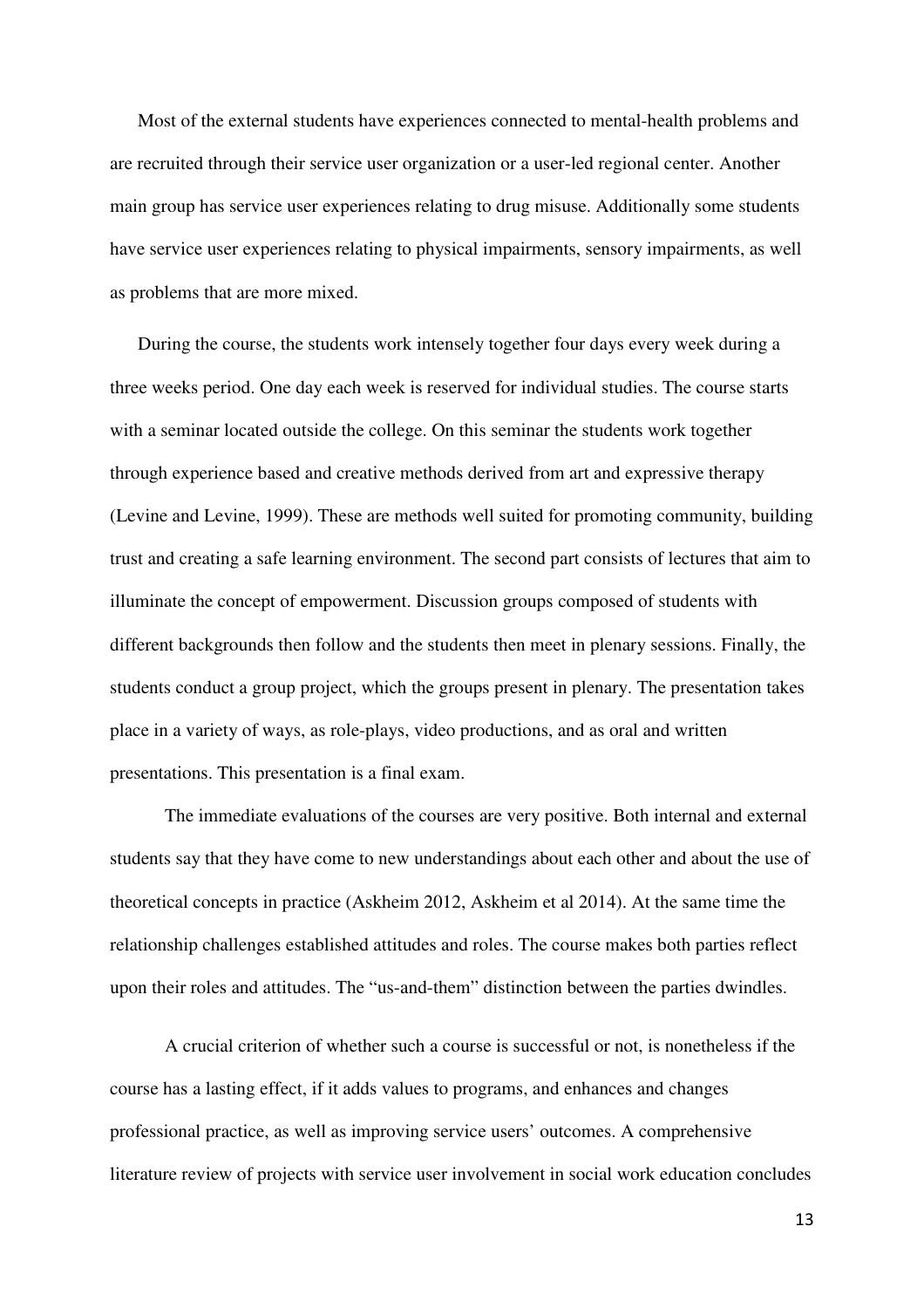Most of the external students have experiences connected to mental-health problems and are recruited through their service user organization or a user-led regional center. Another main group has service user experiences relating to drug misuse. Additionally some students have service user experiences relating to physical impairments, sensory impairments, as well as problems that are more mixed.

During the course, the students work intensely together four days every week during a three weeks period. One day each week is reserved for individual studies. The course starts with a seminar located outside the college. On this seminar the students work together through experience based and creative methods derived from art and expressive therapy (Levine and Levine, 1999). These are methods well suited for promoting community, building trust and creating a safe learning environment. The second part consists of lectures that aim to illuminate the concept of empowerment. Discussion groups composed of students with different backgrounds then follow and the students then meet in plenary sessions. Finally, the students conduct a group project, which the groups present in plenary. The presentation takes place in a variety of ways, as role-plays, video productions, and as oral and written presentations. This presentation is a final exam.

The immediate evaluations of the courses are very positive. Both internal and external students say that they have come to new understandings about each other and about the use of theoretical concepts in practice (Askheim 2012, Askheim et al 2014). At the same time the relationship challenges established attitudes and roles. The course makes both parties reflect upon their roles and attitudes. The "us-and-them" distinction between the parties dwindles.

A crucial criterion of whether such a course is successful or not, is nonetheless if the course has a lasting effect, if it adds values to programs, and enhances and changes professional practice, as well as improving service users' outcomes. A comprehensive literature review of projects with service user involvement in social work education concludes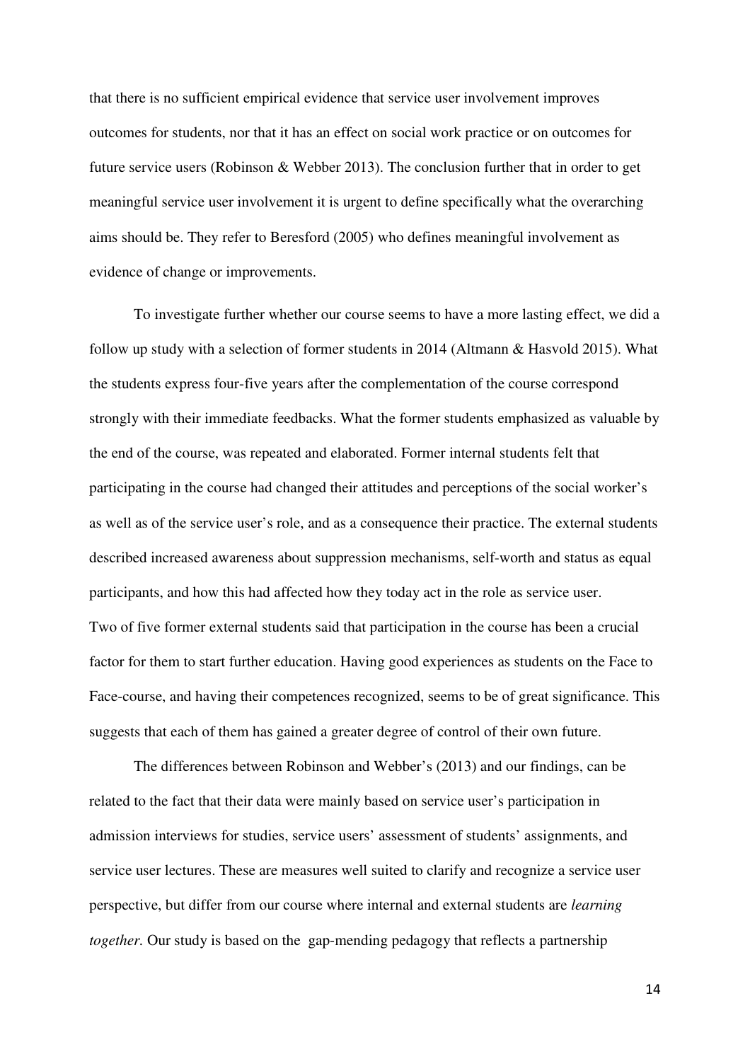that there is no sufficient empirical evidence that service user involvement improves outcomes for students, nor that it has an effect on social work practice or on outcomes for future service users (Robinson & Webber 2013). The conclusion further that in order to get meaningful service user involvement it is urgent to define specifically what the overarching aims should be. They refer to Beresford (2005) who defines meaningful involvement as evidence of change or improvements.

To investigate further whether our course seems to have a more lasting effect, we did a follow up study with a selection of former students in 2014 (Altmann & Hasvold 2015). What the students express four-five years after the complementation of the course correspond strongly with their immediate feedbacks. What the former students emphasized as valuable by the end of the course, was repeated and elaborated. Former internal students felt that participating in the course had changed their attitudes and perceptions of the social worker's as well as of the service user's role, and as a consequence their practice. The external students described increased awareness about suppression mechanisms, self-worth and status as equal participants, and how this had affected how they today act in the role as service user. Two of five former external students said that participation in the course has been a crucial factor for them to start further education. Having good experiences as students on the Face to Face-course, and having their competences recognized, seems to be of great significance. This suggests that each of them has gained a greater degree of control of their own future.

The differences between Robinson and Webber's (2013) and our findings, can be related to the fact that their data were mainly based on service user's participation in admission interviews for studies, service users' assessment of students' assignments, and service user lectures. These are measures well suited to clarify and recognize a service user perspective, but differ from our course where internal and external students are *learning together.* Our study is based on the gap-mending pedagogy that reflects a partnership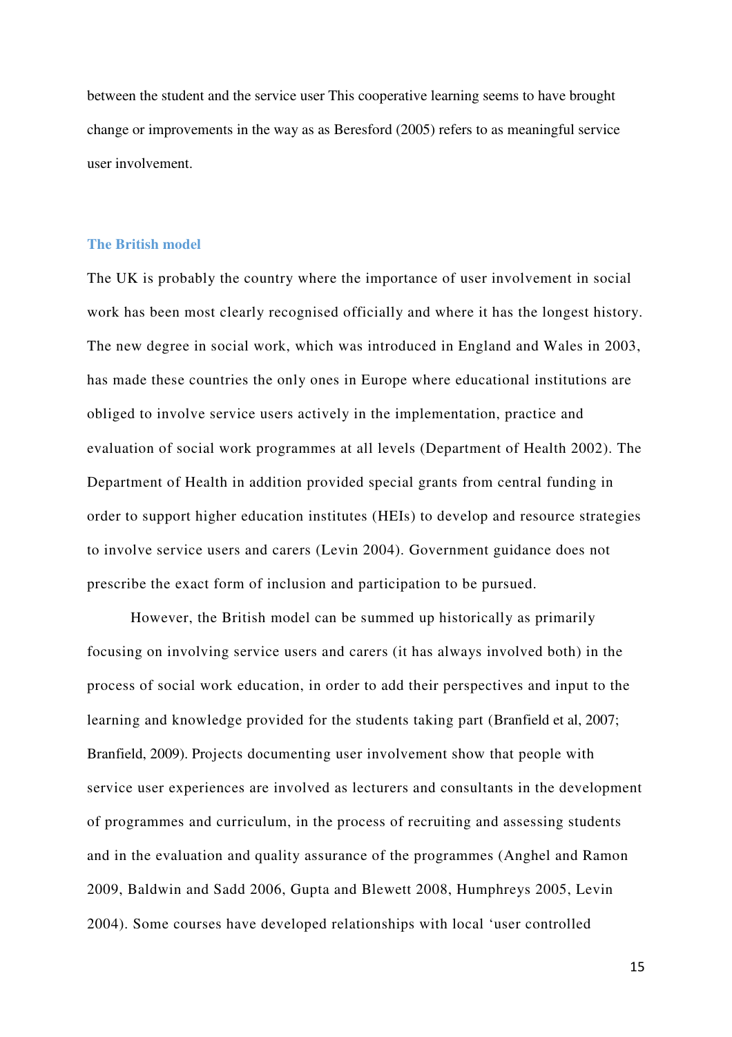between the student and the service user This cooperative learning seems to have brought change or improvements in the way as as Beresford (2005) refers to as meaningful service user involvement.

### The British model

The UK is probably the country where the importance of user involvement in social work has been most clearly recognised officially and where it has the longest history. The new degree in social work, which was introduced in England and Wales in 2003, has made these countries the only ones in Europe where educational institutions are obliged to involve service users actively in the implementation, practice and evaluation of social work programmes at all levels (Department of Health 2002). The Department of Health in addition provided special grants from central funding in order to support higher education institutes (HEIs) to develop and resource strategies to involve service users and carers (Levin 2004). Government guidance does not prescribe the exact form of inclusion and participation to be pursued.

However, the British model can be summed up historically as primarily focusing on involving service users and carers (it has always involved both) in the process of social work education, in order to add their perspectives and input to the learning and knowledge provided for the students taking part (Branfield et al, 2007; Branfield, 2009). Projects documenting user involvement show that people with service user experiences are involved as lecturers and consultants in the development of programmes and curriculum, in the process of recruiting and assessing students and in the evaluation and quality assurance of the programmes (Anghel and Ramon 2009, Baldwin and Sadd 2006, Gupta and Blewett 2008, Humphreys 2005, Levin 2004). Some courses have developed relationships with local 'user controlled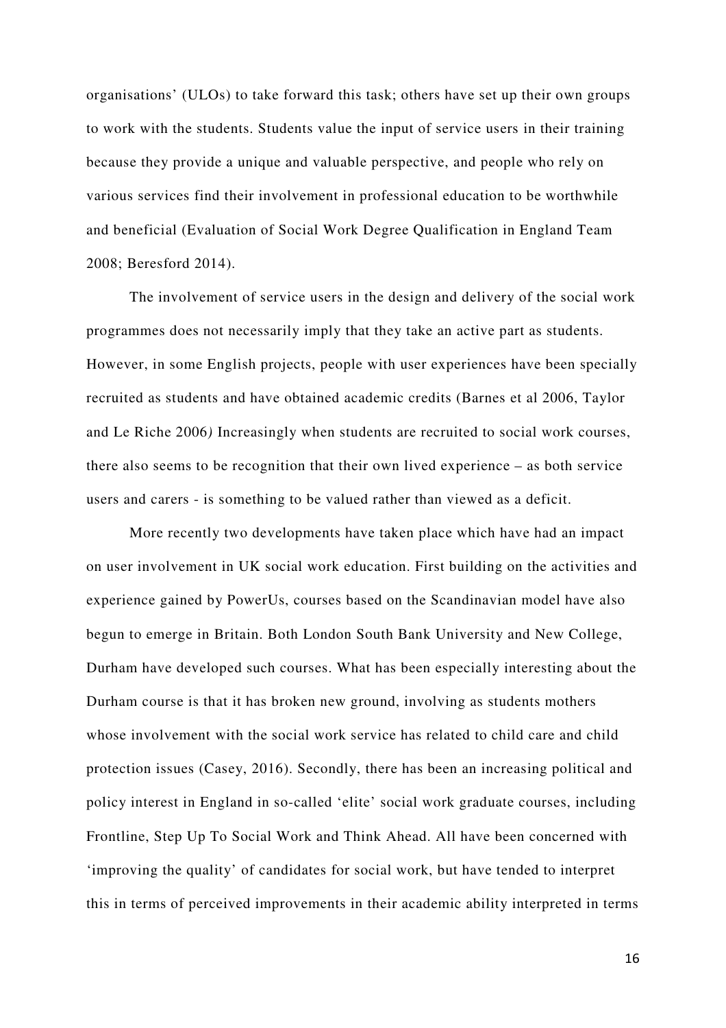organisations' (ULOs) to take forward this task; others have set up their own groups to work with the students. Students value the input of service users in their training because they provide a unique and valuable perspective, and people who rely on various services find their involvement in professional education to be worthwhile and beneficial (Evaluation of Social Work Degree Qualification in England Team 2008; Beresford 2014).

The involvement of service users in the design and delivery of the social work programmes does not necessarily imply that they take an active part as students. However, in some English projects, people with user experiences have been specially recruited as students and have obtained academic credits (Barnes et al 2006, Taylor and Le Riche 2006*)* Increasingly when students are recruited to social work courses, there also seems to be recognition that their own lived experience – as both service users and carers - is something to be valued rather than viewed as a deficit.

More recently two developments have taken place which have had an impact on user involvement in UK social work education. First building on the activities and experience gained by PowerUs, courses based on the Scandinavian model have also begun to emerge in Britain. Both London South Bank University and New College, Durham have developed such courses. What has been especially interesting about the Durham course is that it has broken new ground, involving as students mothers whose involvement with the social work service has related to child care and child protection issues (Casey, 2016). Secondly, there has been an increasing political and policy interest in England in so-called 'elite' social work graduate courses, including Frontline, Step Up To Social Work and Think Ahead. All have been concerned with 'improving the quality' of candidates for social work, but have tended to interpret this in terms of perceived improvements in their academic ability interpreted in terms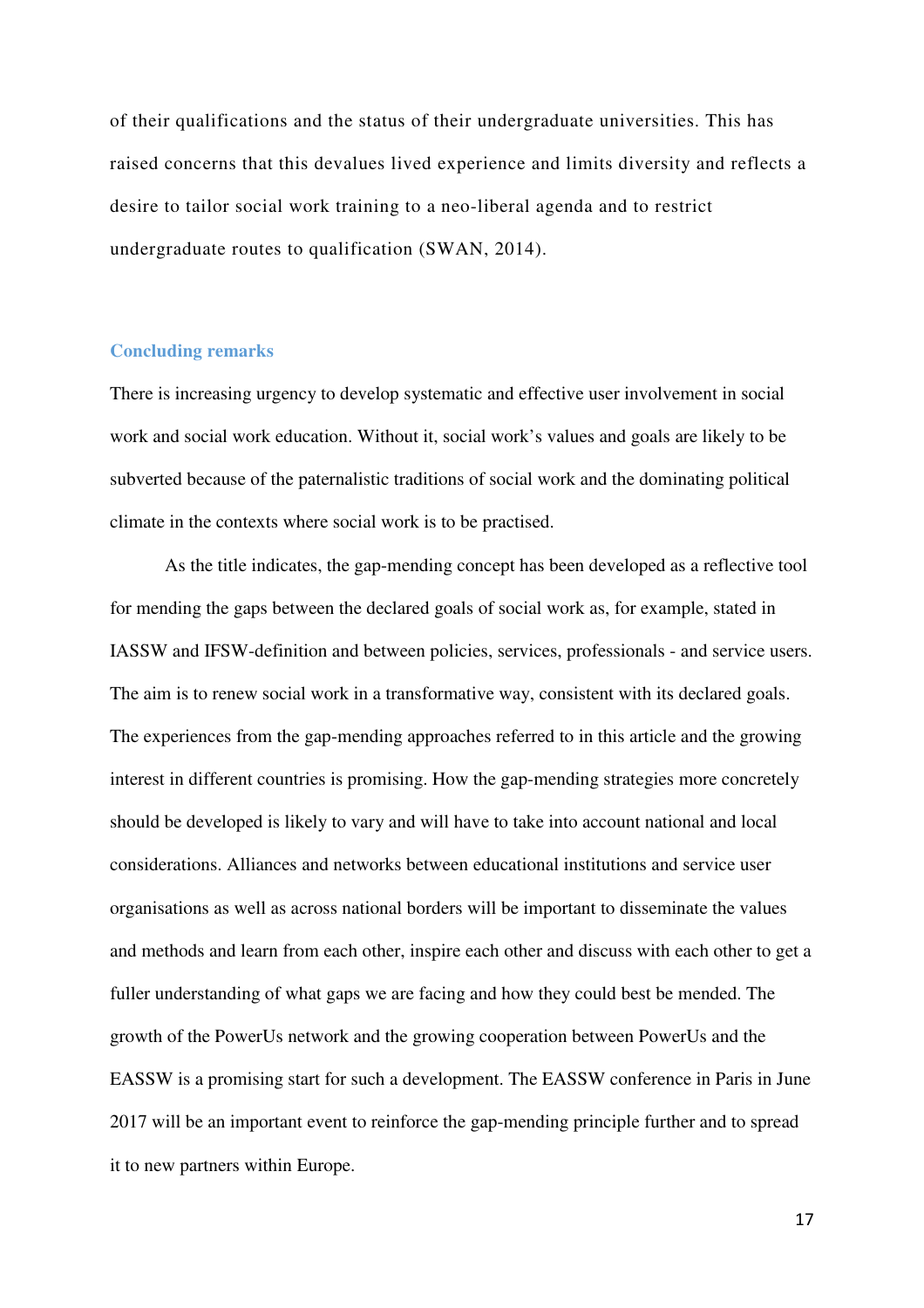of their qualifications and the status of their undergraduate universities. This has raised concerns that this devalues lived experience and limits diversity and reflects a desire to tailor social work training to a neo-liberal agenda and to restrict undergraduate routes to qualification (SWAN, 2014).

## Concluding remarks

There is increasing urgency to develop systematic and effective user involvement in social work and social work education. Without it, social work's values and goals are likely to be subverted because of the paternalistic traditions of social work and the dominating political climate in the contexts where social work is to be practised.

As the title indicates, the gap-mending concept has been developed as a reflective tool for mending the gaps between the declared goals of social work as, for example, stated in IASSW and IFSW-definition and between policies, services, professionals - and service users. The aim is to renew social work in a transformative way, consistent with its declared goals. The experiences from the gap-mending approaches referred to in this article and the growing interest in different countries is promising. How the gap-mending strategies more concretely should be developed is likely to vary and will have to take into account national and local considerations. Alliances and networks between educational institutions and service user organisations as well as across national borders will be important to disseminate the values and methods and learn from each other, inspire each other and discuss with each other to get a fuller understanding of what gaps we are facing and how they could best be mended. The growth of the PowerUs network and the growing cooperation between PowerUs and the EASSW is a promising start for such a development. The EASSW conference in Paris in June 2017 will be an important event to reinforce the gap-mending principle further and to spread it to new partners within Europe.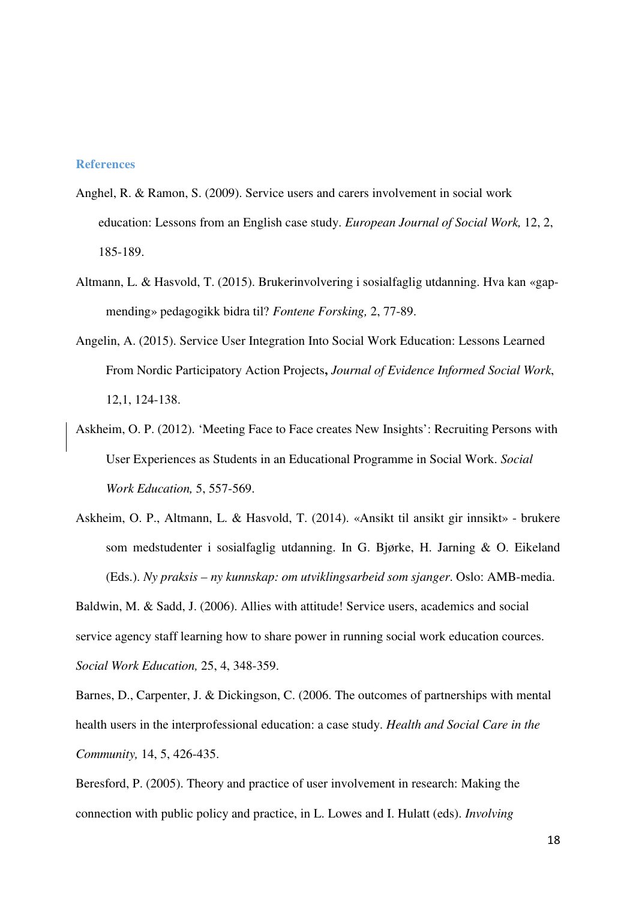## References

Anghel, R. & Ramon, S. (2009). Service users and carers involvement in social work education: Lessons from an English case study. *European Journal of Social Work,* 12, 2, 185-189.

Altmann, L. & Hasvold, T. (2015). Brukerinvolvering i sosialfaglig utdanning. Hva kan «gap-mending» pedagogikk bidra til? *Fontene Forsking,* 2, 77-89.

Angelin, A. (2015). Service User Integration Into Social Work Education: Lessons Learned From Nordic Participatory Action Projects**,** *Journal of Evidence Informed Social Work*, 12,1, 124-138.

Askheim, O. P. (2012). 'Meeting Face to Face creates New Insights': Recruiting Persons with User Experiences as Students in an Educational Programme in Social Work. *Social Work Education,* 5, 557-569.

Askheim, O. P., Altmann, L. & Hasvold, T. (2014). «Ansikt til ansikt gir innsikt» - brukere som medstudenter i sosialfaglig utdanning. In G. Bjørke, H. Jarning & O. Eikeland (Eds.). *Ny praksis – ny kunnskap: om utviklingsarbeid som sjanger*. Oslo: AMB-media.

Baldwin, M. & Sadd, J. (2006). Allies with attitude! Service users, academics and social service agency staff learning how to share power in running social work education cources. *Social Work Education,* 25, 4, 348-359.

Barnes, D., Carpenter, J. & Dickingson, C. (2006. The outcomes of partnerships with mental health users in the interprofessional education: a case study. *Health and Social Care in the Community,* 14, 5, 426-435.

Beresford, P. (2005). Theory and practice of user involvement in research: Making the connection with public policy and practice, in L. Lowes and I. Hulatt (eds). *Involving*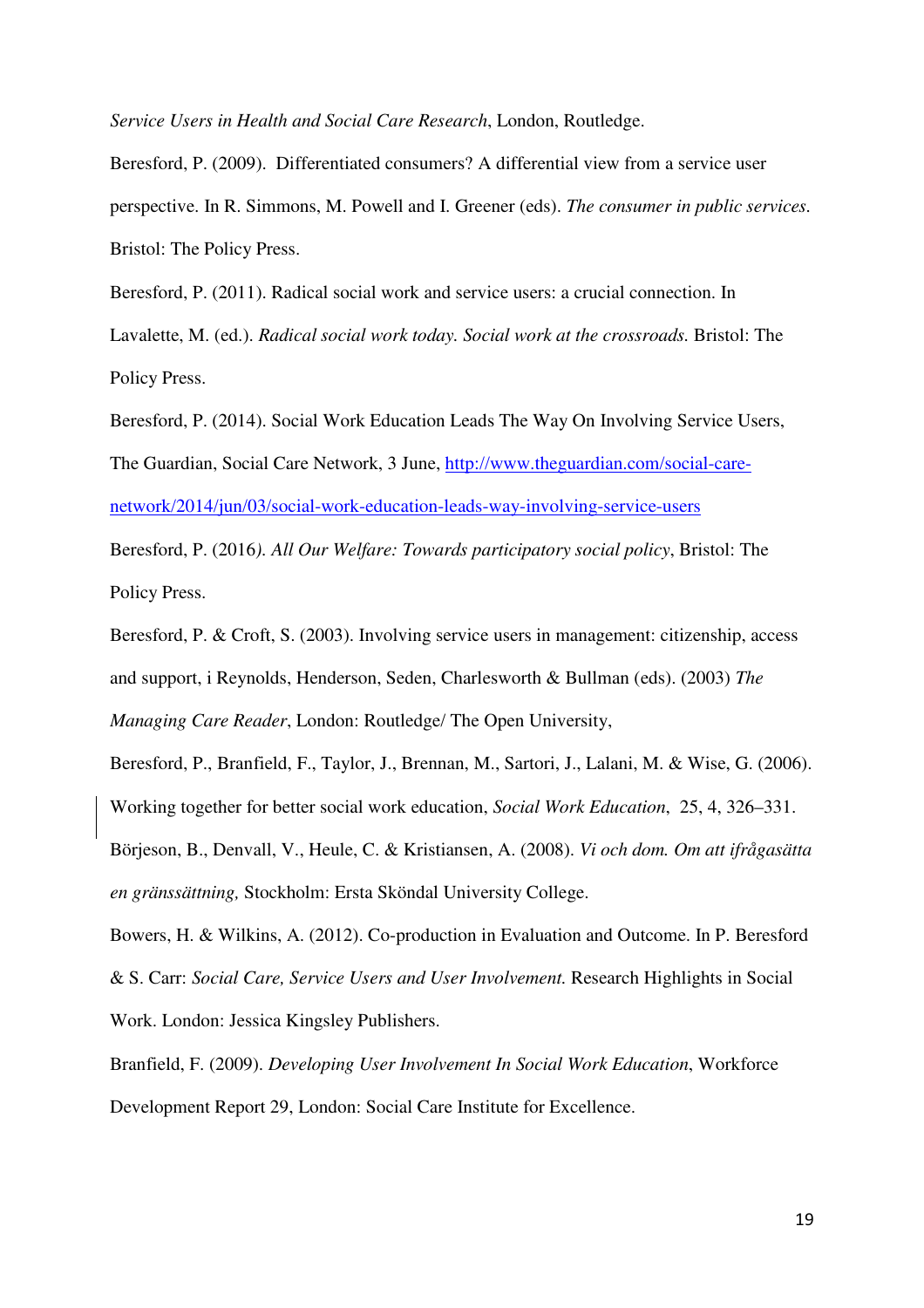*Service Users in Health and Social Care Research*, London, Routledge.

Beresford, P. (2009). Differentiated consumers? A differential view from a service user perspective. In R. Simmons, M. Powell and I. Greener (eds). *The consumer in public services*. Bristol: The Policy Press.

Beresford, P. (2011). Radical social work and service users: a crucial connection. In Lavalette, M. (ed.). *Radical social work today. Social work at the crossroads.* Bristol: The Policy Press.

Beresford, P. (2014). Social Work Education Leads The Way On Involving Service Users, The Guardian, Social Care Network, 3 June, http://www.theguardian.com/social-care-network/2014/jun/03/social-work-education-leads-way-involving-service-users

Beresford, P. (2016*). All Our Welfare: Towards participatory social policy*, Bristol: The Policy Press.

Beresford, P. & Croft, S. (2003). Involving service users in management: citizenship, access and support, i Reynolds, Henderson, Seden, Charlesworth & Bullman (eds). (2003) *The Managing Care Reader*, London: Routledge/ The Open University,

Beresford, P., Branfield, F., Taylor, J., Brennan, M., Sartori, J., Lalani, M. & Wise, G. (2006). Working together for better social work education, *Social Work Education*, 25, 4, 326–331.

Börjeson, B., Denvall, V., Heule, C. & Kristiansen, A. (2008). *Vi och dom. Om att ifrågasätta en gränssättning,* Stockholm: Ersta Sköndal University College.

Bowers, H. & Wilkins, A. (2012). Co-production in Evaluation and Outcome. In P. Beresford & S. Carr: *Social Care, Service Users and User Involvement.* Research Highlights in Social Work. London: Jessica Kingsley Publishers.

Branfield, F. (2009). *Developing User Involvement In Social Work Education*, Workforce Development Report 29, London: Social Care Institute for Excellence.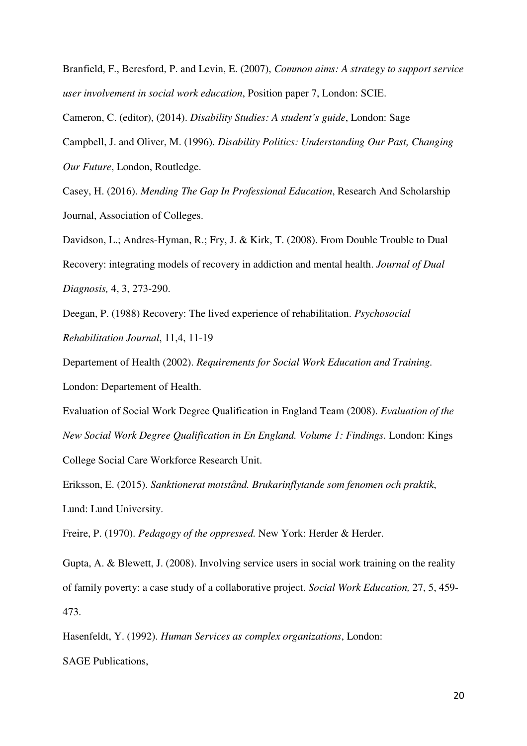Branfield, F., Beresford, P. and Levin, E. (2007), *Common aims: A strategy to support service user involvement in social work education*, Position paper 7, London: SCIE.

Cameron, C. (editor), (2014). *Disability Studies: A student's guide*, London: Sage

Campbell, J. and Oliver, M. (1996). *Disability Politics: Understanding Our Past, Changing Our Future*, London, Routledge.

Casey, H. (2016). *Mending The Gap In Professional Education*, Research And Scholarship Journal, Association of Colleges.

Davidson, L.; Andres-Hyman, R.; Fry, J. & Kirk, T. (2008). From Double Trouble to Dual Recovery: integrating models of recovery in addiction and mental health. *Journal of Dual Diagnosis,* 4, 3, 273-290.

Deegan, P. (1988) Recovery: The lived experience of rehabilitation. *Psychosocial Rehabilitation Journal*, 11,4, 11-19

Departement of Health (2002). *Requirements for Social Work Education and Training*. London: Departement of Health.

Evaluation of Social Work Degree Qualification in England Team (2008). *Evaluation of the New Social Work Degree Qualification in En England. Volume 1: Findings*. London: Kings College Social Care Workforce Research Unit.

Eriksson, E. (2015). *Sanktionerat motstånd. Brukarinflytande som fenomen och praktik*, Lund: Lund University.

Freire, P. (1970). *Pedagogy of the oppressed.* New York: Herder & Herder.

Gupta, A. & Blewett, J. (2008). Involving service users in social work training on the reality of family poverty: a case study of a collaborative project. *Social Work Education,* 27, 5, 459-473.

Hasenfeldt, Y. (1992). *Human Services as complex organizations*, London: SAGE Publications,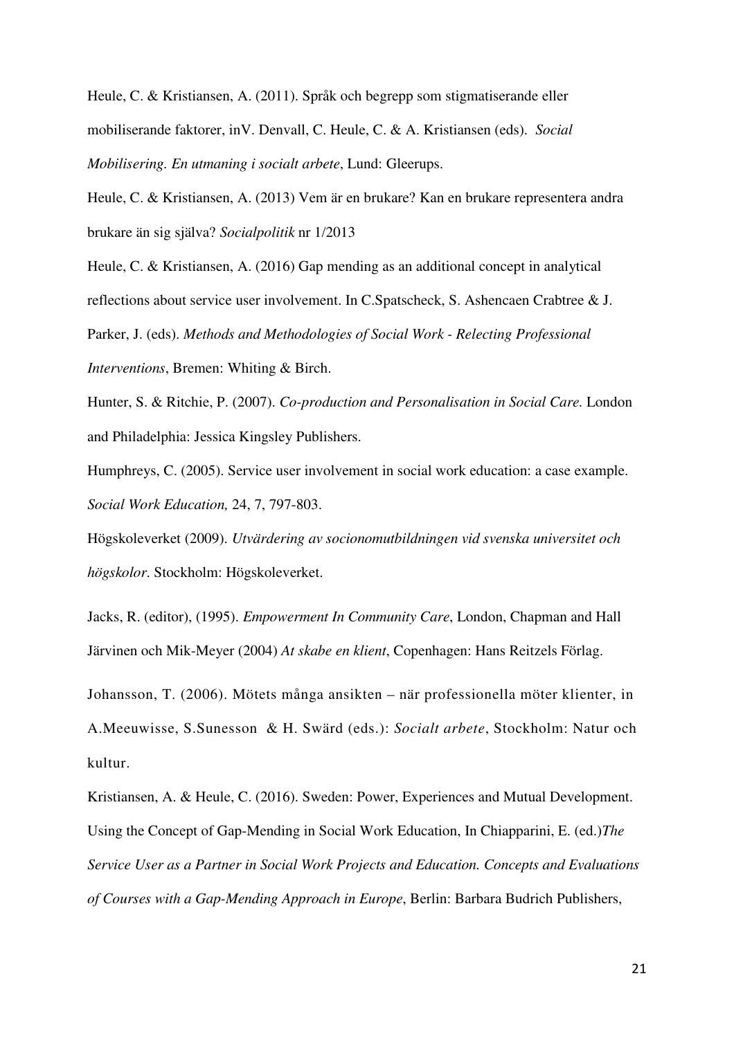Heule, C. & Kristiansen, A. (2011). Språk och begrepp som stigmatiserande eller mobiliserande faktorer, inV. Denvall, C. Heule, C. & A. Kristiansen (eds). *Social Mobilisering. En utmaning i socialt arbete*, Lund: Gleerups.

Heule, C. & Kristiansen, A. (2013) Vem är en brukare? Kan en brukare representera andra brukare än sig själva? *Socialpolitik* nr 1/2013

Heule, C. & Kristiansen, A. (2016) Gap mending as an additional concept in analytical reflections about service user involvement. In C.Spatscheck, S. Ashencaen Crabtree & J. Parker, J. (eds). *Methods and Methodologies of Social Work - Relecting Professional Interventions*, Bremen: Whiting & Birch.

Hunter, S. & Ritchie, P. (2007). *Co-production and Personalisation in Social Care.* London and Philadelphia: Jessica Kingsley Publishers.

Humphreys, C. (2005). Service user involvement in social work education: a case example. *Social Work Education,* 24, 7, 797-803.

Högskoleverket (2009). *Utvärdering av socionomutbildningen vid svenska universitet och högskolor*. Stockholm: Högskoleverket.

Jacks, R. (editor), (1995). *Empowerment In Community Care*, London, Chapman and Hall

Järvinen och Mik-Meyer (2004) *At skabe en klient*, Copenhagen: Hans Reitzels Förlag.

Johansson, T. (2006). Mötets många ansikten – när professionella möter klienter, in A.Meeuwisse, S.Sunesson & H. Swärd (eds.): *Socialt arbete*, Stockholm: Natur och kultur.

Kristiansen, A. & Heule, C. (2016). Sweden: Power, Experiences and Mutual Development. Using the Concept of Gap-Mending in Social Work Education, In Chiapparini, E. (ed.)*The Service User as a Partner in Social Work Projects and Education. Concepts and Evaluations of Courses with a Gap-Mending Approach in Europe*, Berlin: Barbara Budrich Publishers,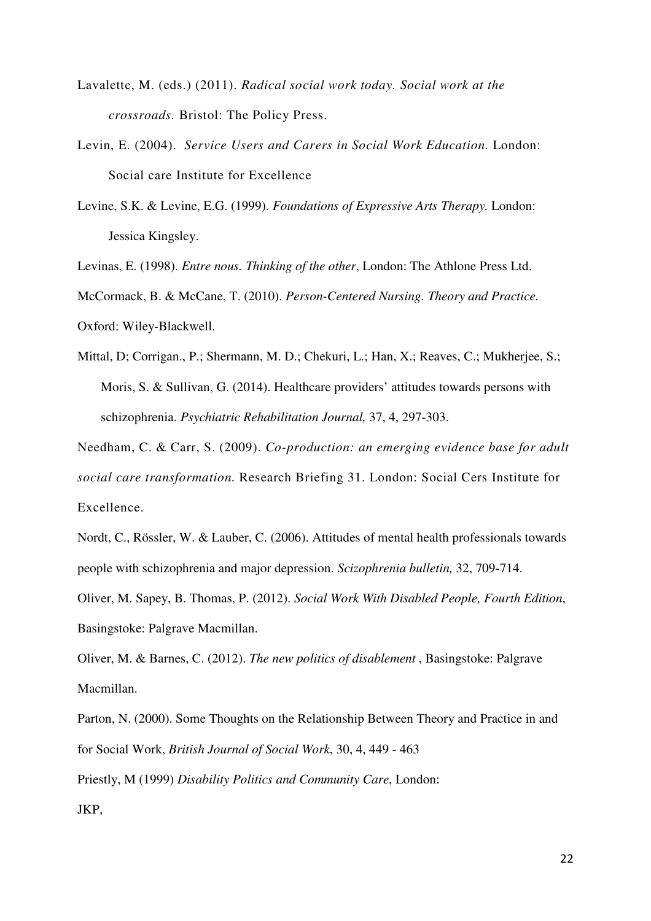Lavalette, M. (eds.) (2011). *Radical social work today. Social work at the crossroads.* Bristol: The Policy Press.

Levin, E. (2004). *Service Users and Carers in Social Work Education.* London: Social care Institute for Excellence

Levine, S.K. & Levine, E.G. (1999). *Foundations of Expressive Arts Therapy.* London: Jessica Kingsley.

Levinas, E. (1998). *Entre nous. Thinking of the other*, London: The Athlone Press Ltd.

McCormack, B. & McCane, T. (2010). *Person-Centered Nursing. Theory and Practice.* Oxford: Wiley-Blackwell.

Mittal, D; Corrigan., P.; Shermann, M. D.; Chekuri, L.; Han, X.; Reaves, C.; Mukherjee, S.; Moris, S. & Sullivan, G. (2014). Healthcare providers' attitudes towards persons with schizophrenia. *Psychiatric Rehabilitation Journal,* 37, 4, 297-303.

Needham, C. & Carr, S. (2009). *Co-production: an emerging evidence base for adult social care transformation.* Research Briefing 31. London: Social Cers Institute for Excellence.

Nordt, C., Rössler, W. & Lauber, C. (2006). Attitudes of mental health professionals towards people with schizophrenia and major depression. *Scizophrenia bulletin,* 32, 709-714.

Oliver, M. Sapey, B. Thomas, P. (2012). *Social Work With Disabled People, Fourth Edition*, Basingstoke: Palgrave Macmillan.

Oliver, M. & Barnes, C. (2012). *The new politics of disablement* , Basingstoke: Palgrave Macmillan.

Parton, N. (2000). Some Thoughts on the Relationship Between Theory and Practice in and for Social Work, *British Journal of Social Work*, 30, 4, 449 - 463

Priestly, M (1999) *Disability Politics and Community Care*, London: JKP,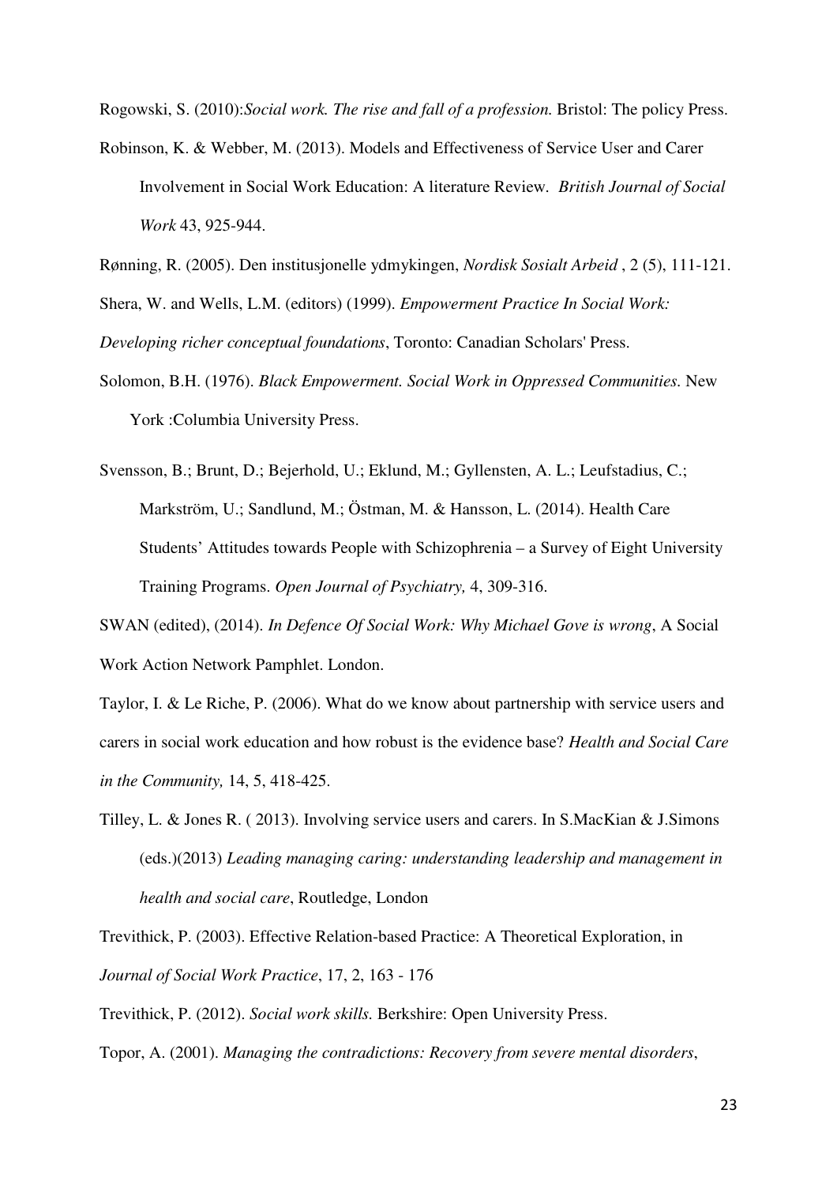Rogowski, S. (2010):*Social work. The rise and fall of a profession.* Bristol: The policy Press.

Robinson, K. & Webber, M. (2013). Models and Effectiveness of Service User and Carer Involvement in Social Work Education: A literature Review. *British Journal of Social Work* 43, 925-944.

Rønning, R. (2005). Den institusjonelle ydmykingen, *Nordisk Sosialt Arbeid* , 2 (5), 111-121.

Shera, W. and Wells, L.M. (editors) (1999). *Empowerment Practice In Social Work: Developing richer conceptual foundations*, Toronto: Canadian Scholars' Press.

Solomon, B.H. (1976). *Black Empowerment. Social Work in Oppressed Communities.* New York :Columbia University Press.

Svensson, B.; Brunt, D.; Bejerhold, U.; Eklund, M.; Gyllensten, A. L.; Leufstadius, C.; Markström, U.; Sandlund, M.; Östman, M. & Hansson, L. (2014). Health Care Students' Attitudes towards People with Schizophrenia – a Survey of Eight University Training Programs. *Open Journal of Psychiatry,* 4, 309-316.

SWAN (edited), (2014). *In Defence Of Social Work: Why Michael Gove is wrong*, A Social Work Action Network Pamphlet. London.

Taylor, I. & Le Riche, P. (2006). What do we know about partnership with service users and carers in social work education and how robust is the evidence base? *Health and Social Care in the Community,* 14, 5, 418-425.

Tilley, L. & Jones R. ( 2013). Involving service users and carers. In S.MacKian & J.Simons (eds.)(2013) *Leading managing caring: understanding leadership and management in health and social care*, Routledge, London

Trevithick, P. (2003). Effective Relation-based Practice: A Theoretical Exploration, in *Journal of Social Work Practice*, 17, 2, 163 - 176

Trevithick, P. (2012). *Social work skills.* Berkshire: Open University Press.

Topor, A. (2001). *Managing the contradictions: Recovery from severe mental disorders*,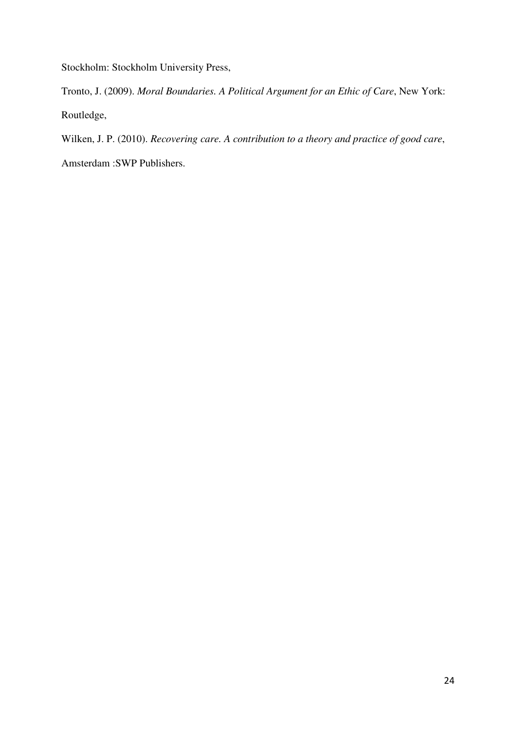Stockholm: Stockholm University Press,

Tronto, J. (2009). *Moral Boundaries. A Political Argument for an Ethic of Care*, New York: Routledge,

Wilken, J. P. (2010). *Recovering care. A contribution to a theory and practice of good care*, Amsterdam :SWP Publishers.